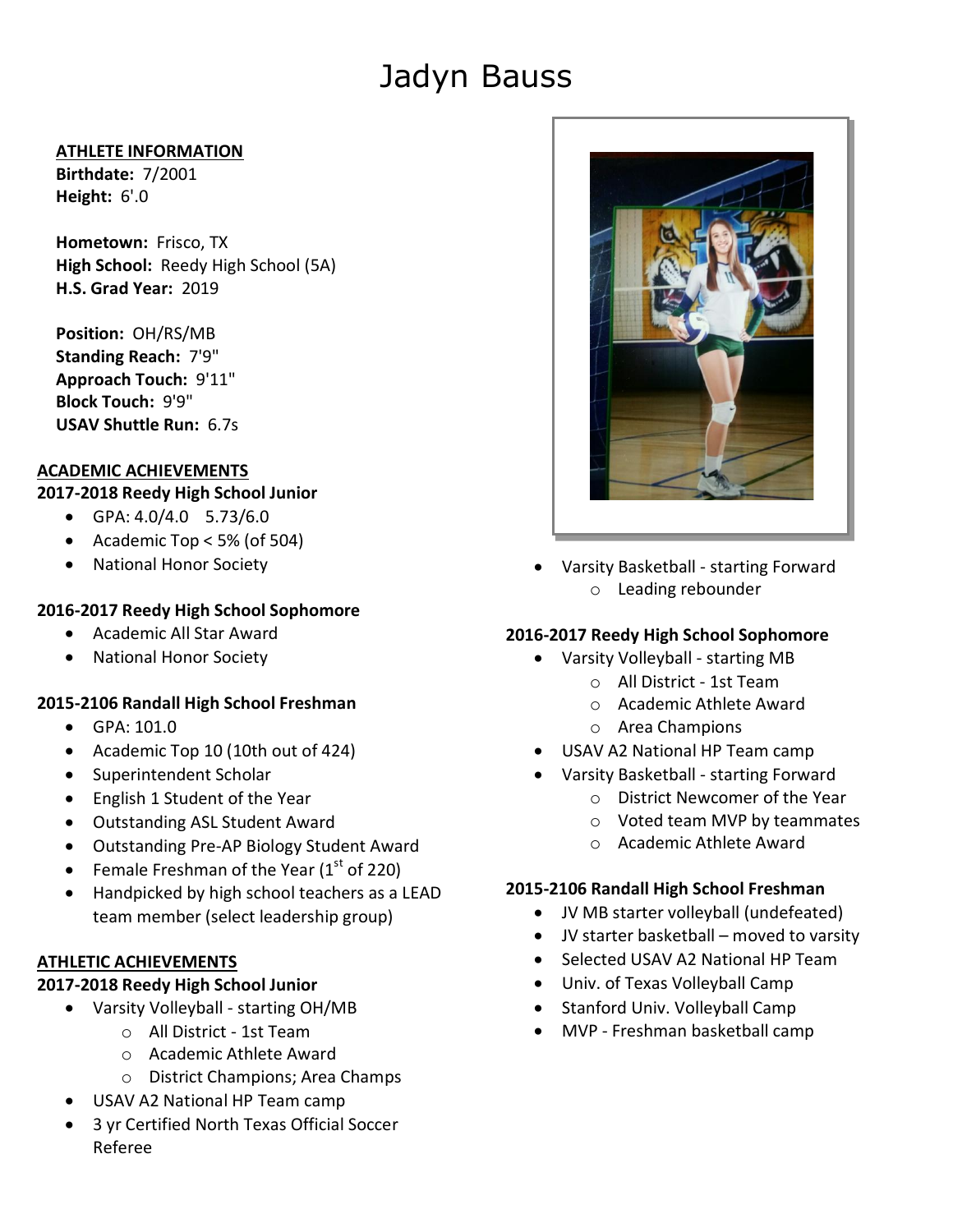# Jadyn Bauss

## ATHLETE INFORMATION

**Birthdate:** 7/2001
**Height:** 6'.0

**Hometown:** Frisco, TX
**High School:** Reedy High School (5A)
**H.S. Grad Year:** 2019

**Position:** OH/RS/MB
**Standing Reach:** 7'9"
**Approach Touch:** 9'11"
**Block Touch:** 9'9"
**USAV Shuttle Run:** 6.7s

## ACADEMIC ACHIEVEMENTS

### 2017-2018 Reedy High School Junior

- GPA: 4.0/4.0    5.73/6.0
- Academic Top < 5% (of 504)
- National Honor Society

### 2016-2017 Reedy High School Sophomore

- Academic All Star Award
- National Honor Society

### 2015-2106 Randall High School Freshman

- GPA: 101.0
- Academic Top 10 (10th out of 424)
- Superintendent Scholar
- English 1 Student of the Year
- Outstanding ASL Student Award
- Outstanding Pre-AP Biology Student Award
- Female Freshman of the Year (1st of 220)
- Handpicked by high school teachers as a LEAD team member (select leadership group)

## ATHLETIC ACHIEVEMENTS

### 2017-2018 Reedy High School Junior

- Varsity Volleyball - starting OH/MB
  - All District - 1st Team
  - Academic Athlete Award
  - District Champions; Area Champs
- USAV A2 National HP Team camp
- 3 yr Certified North Texas Official Soccer Referee
- Varsity Basketball - starting Forward
  - Leading rebounder

### 2016-2017 Reedy High School Sophomore

- Varsity Volleyball - starting MB
  - All District - 1st Team
  - Academic Athlete Award
  - Area Champions
- USAV A2 National HP Team camp
- Varsity Basketball - starting Forward
  - District Newcomer of the Year
  - Voted team MVP by teammates
  - Academic Athlete Award

### 2015-2106 Randall High School Freshman

- JV MB starter volleyball (undefeated)
- JV starter basketball – moved to varsity
- Selected USAV A2 National HP Team
- Univ. of Texas Volleyball Camp
- Stanford Univ. Volleyball Camp
- MVP - Freshman basketball camp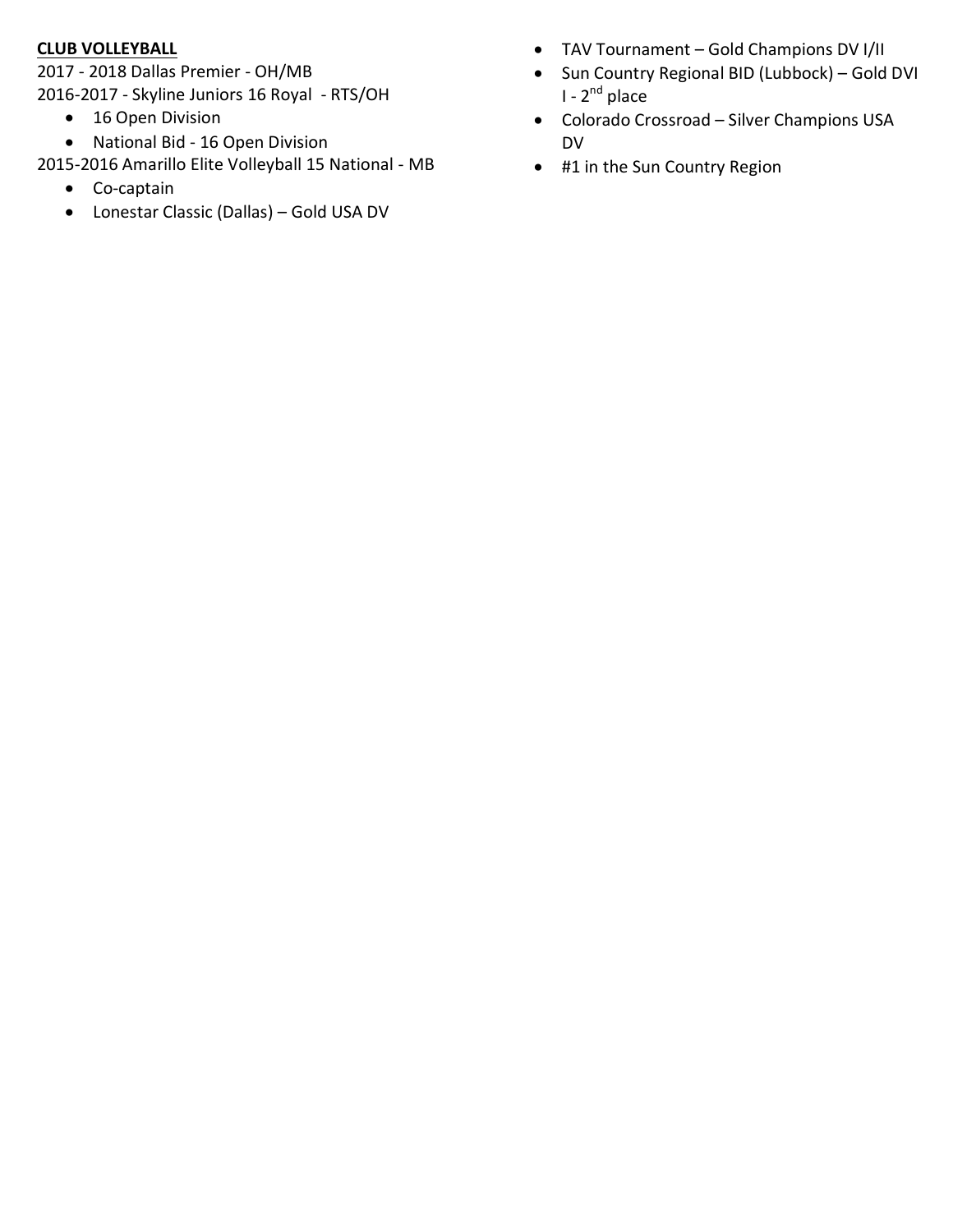**CLUB VOLLEYBALL**

2017 - 2018 Dallas Premier - OH/MB

2016-2017 - Skyline Juniors 16 Royal - RTS/OH

- 16 Open Division
- National Bid - 16 Open Division

2015-2016 Amarillo Elite Volleyball 15 National - MB

- Co-captain
- Lonestar Classic (Dallas) – Gold USA DV
- TAV Tournament – Gold Champions DV I/II
- Sun Country Regional BID (Lubbock) – Gold DVI I - 2nd place
- Colorado Crossroad – Silver Champions USA DV
- #1 in the Sun Country Region